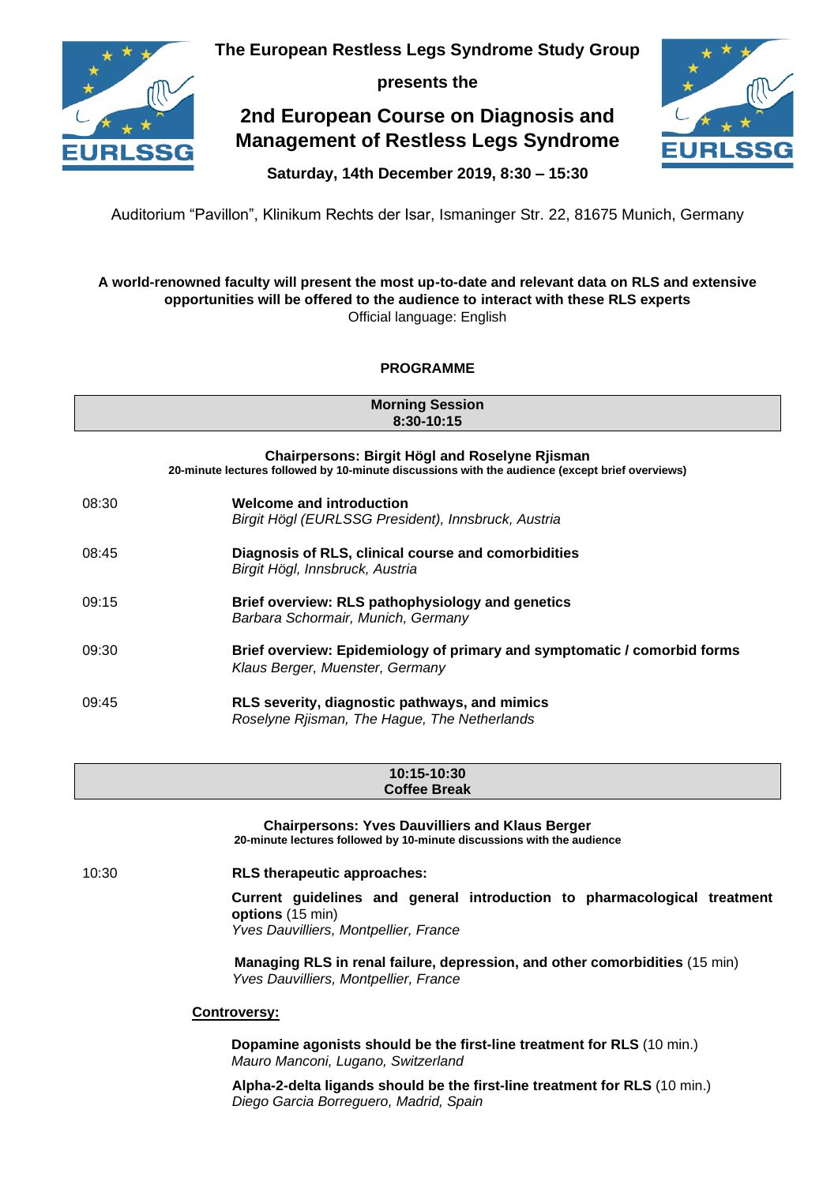**The European Restless Legs Syndrome Study Group**

**presents the**

# 2nd European Course on Diagnosis and Management of Restless Legs Syndrome

**Saturday, 14th December 2019, 8:30 – 15:30**

Auditorium "Pavillon", Klinikum Rechts der Isar, Ismaninger Str. 22, 81675 Munich, Germany

**A world-renowned faculty will present the most up-to-date and relevant data on RLS and extensive opportunities will be offered to the audience to interact with these RLS experts**

Official language: English

## PROGRAMME

### Morning Session
### 8:30-10:15

**Chairpersons: Birgit Högl and Roselyne Rjisman**
**20-minute lectures followed by 10-minute discussions with the audience (except brief overviews)**

08:30 **Welcome and introduction**
*Birgit Högl (EURLSSG President), Innsbruck, Austria*

08:45 **Diagnosis of RLS, clinical course and comorbidities**
*Birgit Högl, Innsbruck, Austria*

09:15 **Brief overview: RLS pathophysiology and genetics**
*Barbara Schormair, Munich, Germany*

09:30 **Brief overview: Epidemiology of primary and symptomatic / comorbid forms**
*Klaus Berger, Muenster, Germany*

09:45 **RLS severity, diagnostic pathways, and mimics**
*Roselyne Rjisman, The Hague, The Netherlands*

### 10:15-10:30
### Coffee Break

**Chairpersons: Yves Dauvilliers and Klaus Berger**
**20-minute lectures followed by 10-minute discussions with the audience**

10:30 **RLS therapeutic approaches:**

**Current guidelines and general introduction to pharmacological treatment options** (15 min)
*Yves Dauvilliers, Montpellier, France*

**Managing RLS in renal failure, depression, and other comorbidities** (15 min)
*Yves Dauvilliers, Montpellier, France*

**Controversy:**

**Dopamine agonists should be the first-line treatment for RLS** (10 min.)
*Mauro Manconi, Lugano, Switzerland*

**Alpha-2-delta ligands should be the first-line treatment for RLS** (10 min.)
*Diego Garcia Borreguero, Madrid, Spain*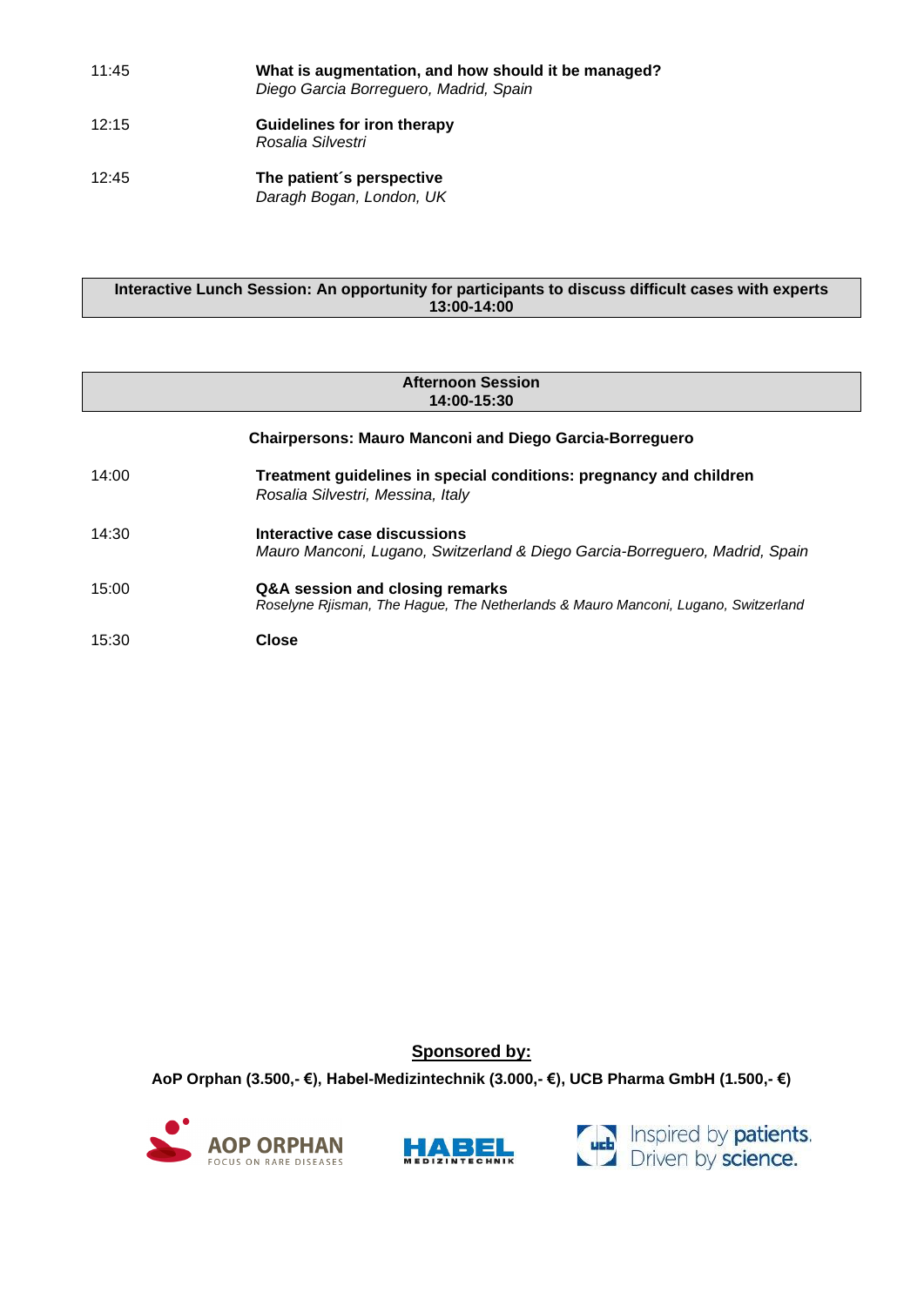11:45 **What is augmentation, and how should it be managed?**
*Diego Garcia Borreguero, Madrid, Spain*

12:15 **Guidelines for iron therapy**
*Rosalia Silvestri*

12:45 **The patient´s perspective**
*Daragh Bogan, London, UK*

**Interactive Lunch Session: An opportunity for participants to discuss difficult cases with experts**
**13:00-14:00**

**Afternoon Session**
**14:00-15:30**

**Chairpersons: Mauro Manconi and Diego Garcia-Borreguero**

14:00 **Treatment guidelines in special conditions: pregnancy and children**
*Rosalia Silvestri, Messina, Italy*

14:30 **Interactive case discussions**
*Mauro Manconi, Lugano, Switzerland & Diego Garcia-Borreguero, Madrid, Spain*

15:00 **Q&A session and closing remarks**
*Roselyne Rjisman, The Hague, The Netherlands & Mauro Manconi, Lugano, Switzerland*

15:30 **Close**

**Sponsored by:**

**AoP Orphan (3.500,- €), Habel-Medizintechnik (3.000,- €), UCB Pharma GmbH (1.500,- €)**

AOP ORPHAN FOCUS ON RARE DISEASES

HABEL MEDIZINTECHNIK

ucb Inspired by patients. Driven by science.